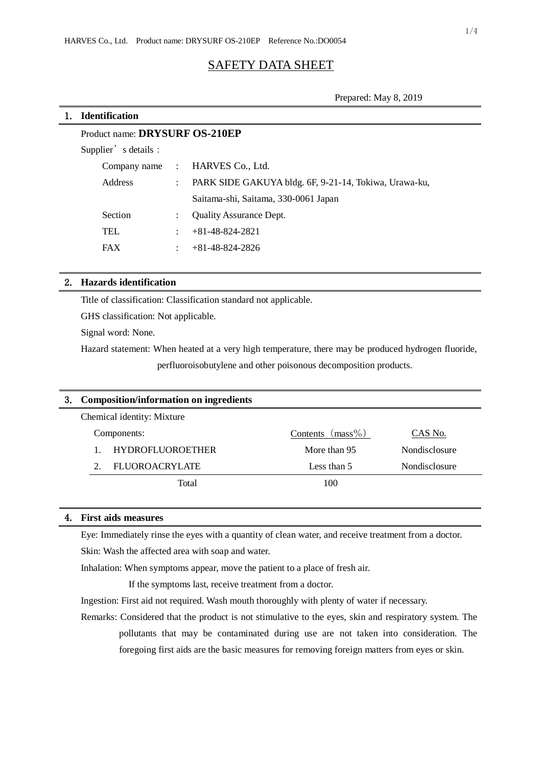# SAFETY DATA SHEET

Prepared: May 8, 2019

## 1. Identification

Product name: **DRYSURF OS-210EP**

Supplier's details :

| | | |
|---|---|---|
| Company name | : | HARVES Co., Ltd. |
| Address | : | PARK SIDE GAKUYA bldg. 6F, 9-21-14, Tokiwa, Urawa-ku, Saitama-shi, Saitama, 330-0061 Japan |
| Section | : | Quality Assurance Dept. |
| TEL | : | +81-48-824-2821 |
| FAX | : | +81-48-824-2826 |

## 2. Hazards identification

Title of classification: Classification standard not applicable.

GHS classification: Not applicable.

Signal word: None.

Hazard statement: When heated at a very high temperature, there may be produced hydrogen fluoride, perfluoroisobutylene and other poisonous decomposition products.

## 3. Composition/information on ingredients

Chemical identity: Mixture

| Components: | Contents (mass%) | CAS No. |
|---|---|---|
| 1. HYDROFLUOROETHER | More than 95 | Nondisclosure |
| 2. FLUOROACRYLATE | Less than 5 | Nondisclosure |
| Total | 100 | |

## 4. First aids measures

Eye: Immediately rinse the eyes with a quantity of clean water, and receive treatment from a doctor.

Skin: Wash the affected area with soap and water.

Inhalation: When symptoms appear, move the patient to a place of fresh air.
If the symptoms last, receive treatment from a doctor.

Ingestion: First aid not required. Wash mouth thoroughly with plenty of water if necessary.

Remarks: Considered that the product is not stimulative to the eyes, skin and respiratory system. The pollutants that may be contaminated during use are not taken into consideration. The foregoing first aids are the basic measures for removing foreign matters from eyes or skin.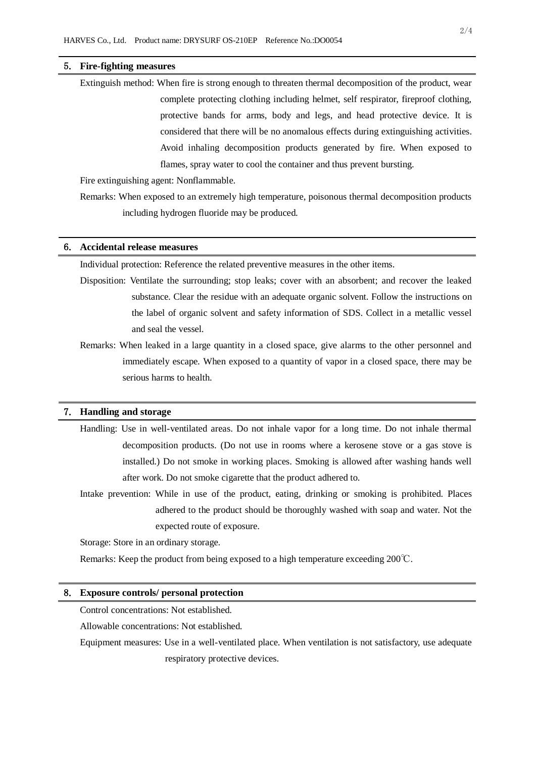## 5. Fire-fighting measures

Extinguish method: When fire is strong enough to threaten thermal decomposition of the product, wear complete protecting clothing including helmet, self respirator, fireproof clothing, protective bands for arms, body and legs, and head protective device. It is considered that there will be no anomalous effects during extinguishing activities. Avoid inhaling decomposition products generated by fire. When exposed to flames, spray water to cool the container and thus prevent bursting.

Fire extinguishing agent: Nonflammable.

Remarks: When exposed to an extremely high temperature, poisonous thermal decomposition products including hydrogen fluoride may be produced.

## 6. Accidental release measures

Individual protection: Reference the related preventive measures in the other items.

Disposition: Ventilate the surrounding; stop leaks; cover with an absorbent; and recover the leaked substance. Clear the residue with an adequate organic solvent. Follow the instructions on the label of organic solvent and safety information of SDS. Collect in a metallic vessel and seal the vessel.

Remarks: When leaked in a large quantity in a closed space, give alarms to the other personnel and immediately escape. When exposed to a quantity of vapor in a closed space, there may be serious harms to health.

## 7. Handling and storage

Handling: Use in well-ventilated areas. Do not inhale vapor for a long time. Do not inhale thermal decomposition products. (Do not use in rooms where a kerosene stove or a gas stove is installed.) Do not smoke in working places. Smoking is allowed after washing hands well after work. Do not smoke cigarette that the product adhered to.

Intake prevention: While in use of the product, eating, drinking or smoking is prohibited. Places adhered to the product should be thoroughly washed with soap and water. Not the expected route of exposure.

Storage: Store in an ordinary storage.

Remarks: Keep the product from being exposed to a high temperature exceeding 200℃.

## 8. Exposure controls/ personal protection

Control concentrations: Not established.

Allowable concentrations: Not established.

Equipment measures: Use in a well-ventilated place. When ventilation is not satisfactory, use adequate respiratory protective devices.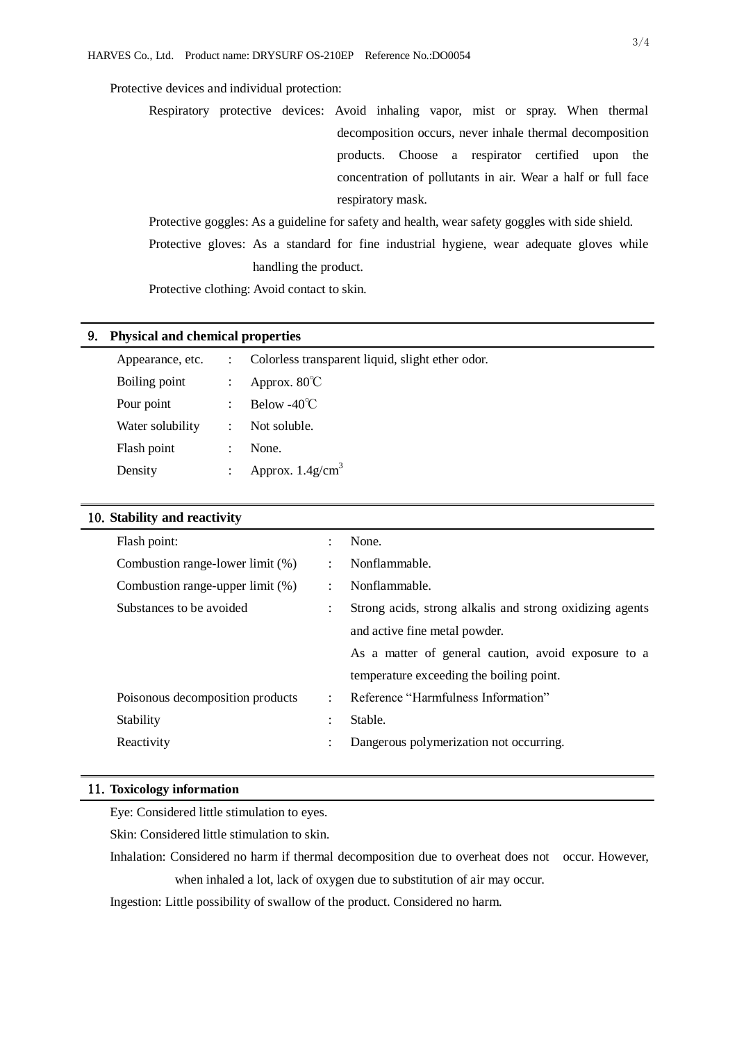Protective devices and individual protection:

Respiratory protective devices: Avoid inhaling vapor, mist or spray. When thermal decomposition occurs, never inhale thermal decomposition products. Choose a respirator certified upon the concentration of pollutants in air. Wear a half or full face respiratory mask.

Protective goggles: As a guideline for safety and health, wear safety goggles with side shield.

Protective gloves: As a standard for fine industrial hygiene, wear adequate gloves while handling the product.

Protective clothing: Avoid contact to skin.

## 9. Physical and chemical properties

| | | |
|---|---|---|
| Appearance, etc. | : | Colorless transparent liquid, slight ether odor. |
| Boiling point | : | Approx. 80℃ |
| Pour point | : | Below -40℃ |
| Water solubility | : | Not soluble. |
| Flash point | : | None. |
| Density | : | Approx. 1.4g/cm$^3$ |

## 10. Stability and reactivity

| | | |
|---|---|---|
| Flash point: | : | None. |
| Combustion range-lower limit (%) | : | Nonflammable. |
| Combustion range-upper limit (%) | : | Nonflammable. |
| Substances to be avoided | : | Strong acids, strong alkalis and strong oxidizing agents and active fine metal powder. As a matter of general caution, avoid exposure to a temperature exceeding the boiling point. |
| Poisonous decomposition products | : | Reference “Harmfulness Information” |
| Stability | : | Stable. |
| Reactivity | : | Dangerous polymerization not occurring. |

## 11. Toxicology information

Eye: Considered little stimulation to eyes.

Skin: Considered little stimulation to skin.

Inhalation: Considered no harm if thermal decomposition due to overheat does not occur. However, when inhaled a lot, lack of oxygen due to substitution of air may occur.

Ingestion: Little possibility of swallow of the product. Considered no harm.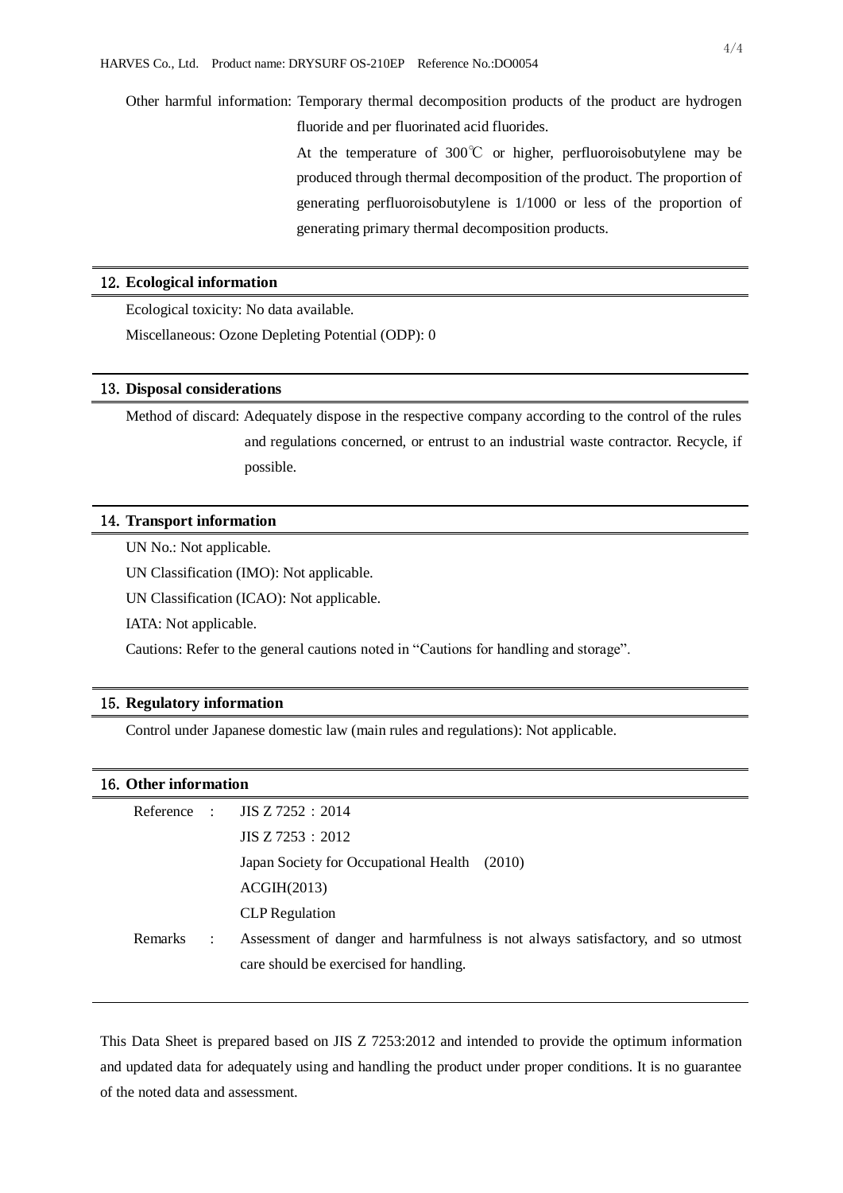Other harmful information: Temporary thermal decomposition products of the product are hydrogen fluoride and per fluorinated acid fluorides.

At the temperature of 300℃ or higher, perfluoroisobutylene may be produced through thermal decomposition of the product. The proportion of generating perfluoroisobutylene is 1/1000 or less of the proportion of generating primary thermal decomposition products.

## 12. Ecological information

Ecological toxicity: No data available.

Miscellaneous: Ozone Depleting Potential (ODP): 0

## 13. Disposal considerations

Method of discard: Adequately dispose in the respective company according to the control of the rules and regulations concerned, or entrust to an industrial waste contractor. Recycle, if possible.

## 14. Transport information

UN No.: Not applicable.

UN Classification (IMO): Not applicable.

UN Classification (ICAO): Not applicable.

IATA: Not applicable.

Cautions: Refer to the general cautions noted in "Cautions for handling and storage".

## 15. Regulatory information

Control under Japanese domestic law (main rules and regulations): Not applicable.

## 16. Other information

Reference : JIS Z 7252：2014
JIS Z 7253：2012
Japan Society for Occupational Health (2010)
ACGIH(2013)
CLP Regulation

Remarks : Assessment of danger and harmfulness is not always satisfactory, and so utmost care should be exercised for handling.

This Data Sheet is prepared based on JIS Z 7253:2012 and intended to provide the optimum information and updated data for adequately using and handling the product under proper conditions. It is no guarantee of the noted data and assessment.